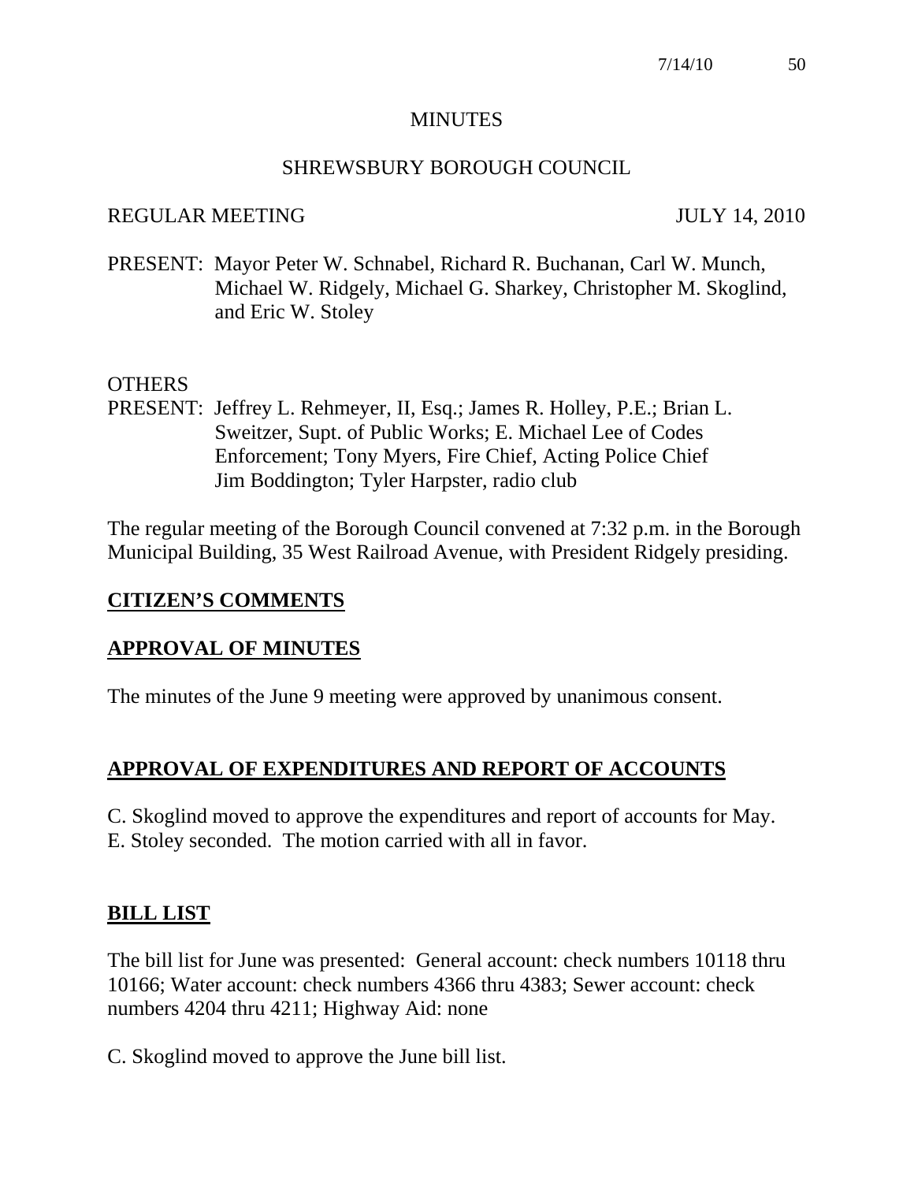# MINUTES

## SHREWSBURY BOROUGH COUNCIL

REGULAR MEETING JULY 14, 2010

PRESENT: Mayor Peter W. Schnabel, Richard R. Buchanan, Carl W. Munch, Michael W. Ridgely, Michael G. Sharkey, Christopher M. Skoglind, and Eric W. Stoley

OTHERS
PRESENT: Jeffrey L. Rehmeyer, II, Esq.; James R. Holley, P.E.; Brian L. Sweitzer, Supt. of Public Works; E. Michael Lee of Codes Enforcement; Tony Myers, Fire Chief, Acting Police Chief Jim Boddington; Tyler Harpster, radio club

The regular meeting of the Borough Council convened at 7:32 p.m. in the Borough Municipal Building, 35 West Railroad Avenue, with President Ridgely presiding.

## CITIZEN'S COMMENTS

## APPROVAL OF MINUTES

The minutes of the June 9 meeting were approved by unanimous consent.

## APPROVAL OF EXPENDITURES AND REPORT OF ACCOUNTS

C. Skoglind moved to approve the expenditures and report of accounts for May.
E. Stoley seconded. The motion carried with all in favor.

## BILL LIST

The bill list for June was presented: General account: check numbers 10118 thru 10166; Water account: check numbers 4366 thru 4383; Sewer account: check numbers 4204 thru 4211; Highway Aid: none

C. Skoglind moved to approve the June bill list.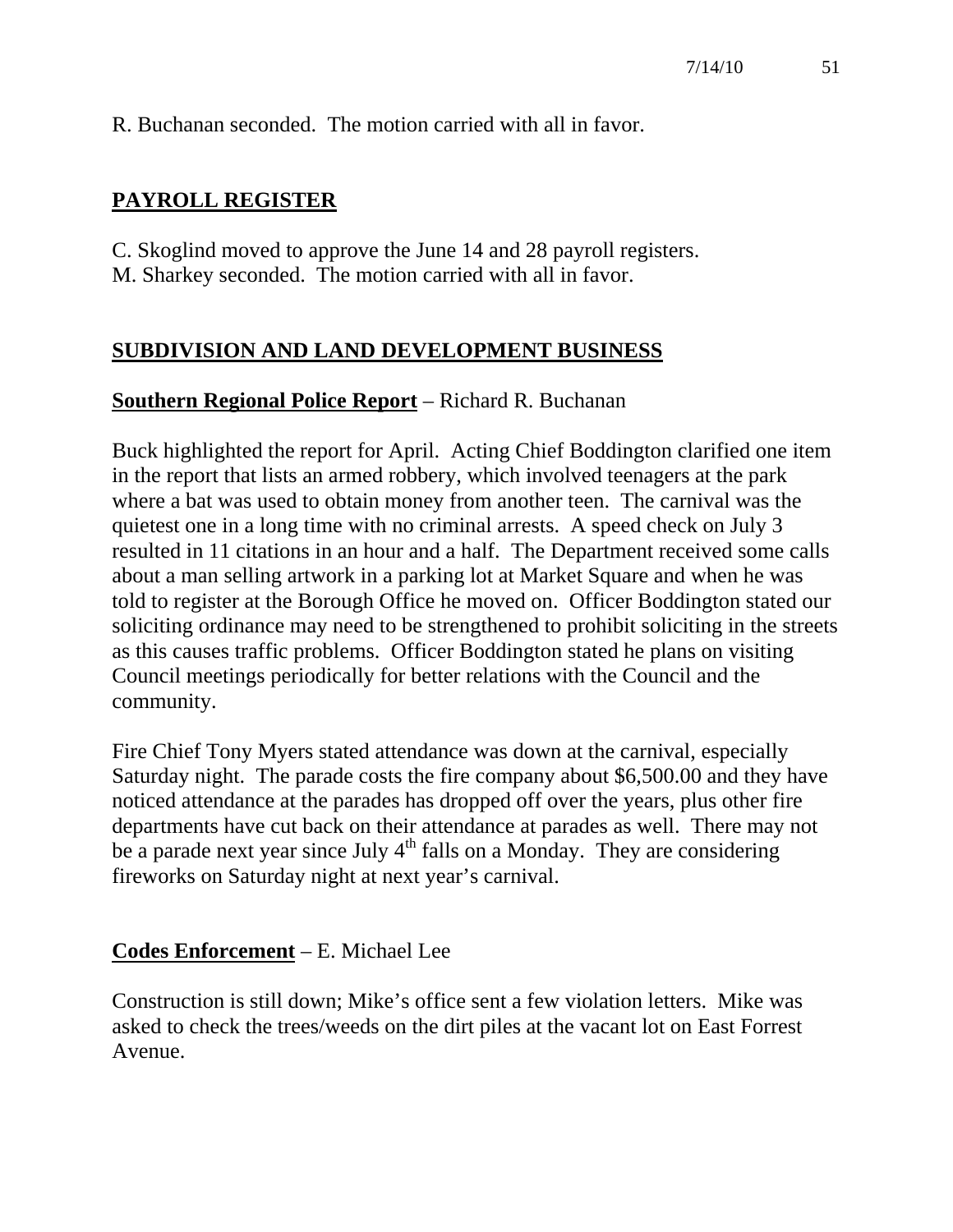R. Buchanan seconded. The motion carried with all in favor.

## **PAYROLL REGISTER**

C. Skoglind moved to approve the June 14 and 28 payroll registers.
M. Sharkey seconded. The motion carried with all in favor.

## **SUBDIVISION AND LAND DEVELOPMENT BUSINESS**

**Southern Regional Police Report** – Richard R. Buchanan

Buck highlighted the report for April. Acting Chief Boddington clarified one item in the report that lists an armed robbery, which involved teenagers at the park where a bat was used to obtain money from another teen. The carnival was the quietest one in a long time with no criminal arrests. A speed check on July 3 resulted in 11 citations in an hour and a half. The Department received some calls about a man selling artwork in a parking lot at Market Square and when he was told to register at the Borough Office he moved on. Officer Boddington stated our soliciting ordinance may need to be strengthened to prohibit soliciting in the streets as this causes traffic problems. Officer Boddington stated he plans on visiting Council meetings periodically for better relations with the Council and the community.

Fire Chief Tony Myers stated attendance was down at the carnival, especially Saturday night. The parade costs the fire company about $6,500.00 and they have noticed attendance at the parades has dropped off over the years, plus other fire departments have cut back on their attendance at parades as well. There may not be a parade next year since July 4th falls on a Monday. They are considering fireworks on Saturday night at next year's carnival.

**Codes Enforcement** – E. Michael Lee

Construction is still down; Mike's office sent a few violation letters. Mike was asked to check the trees/weeds on the dirt piles at the vacant lot on East Forrest Avenue.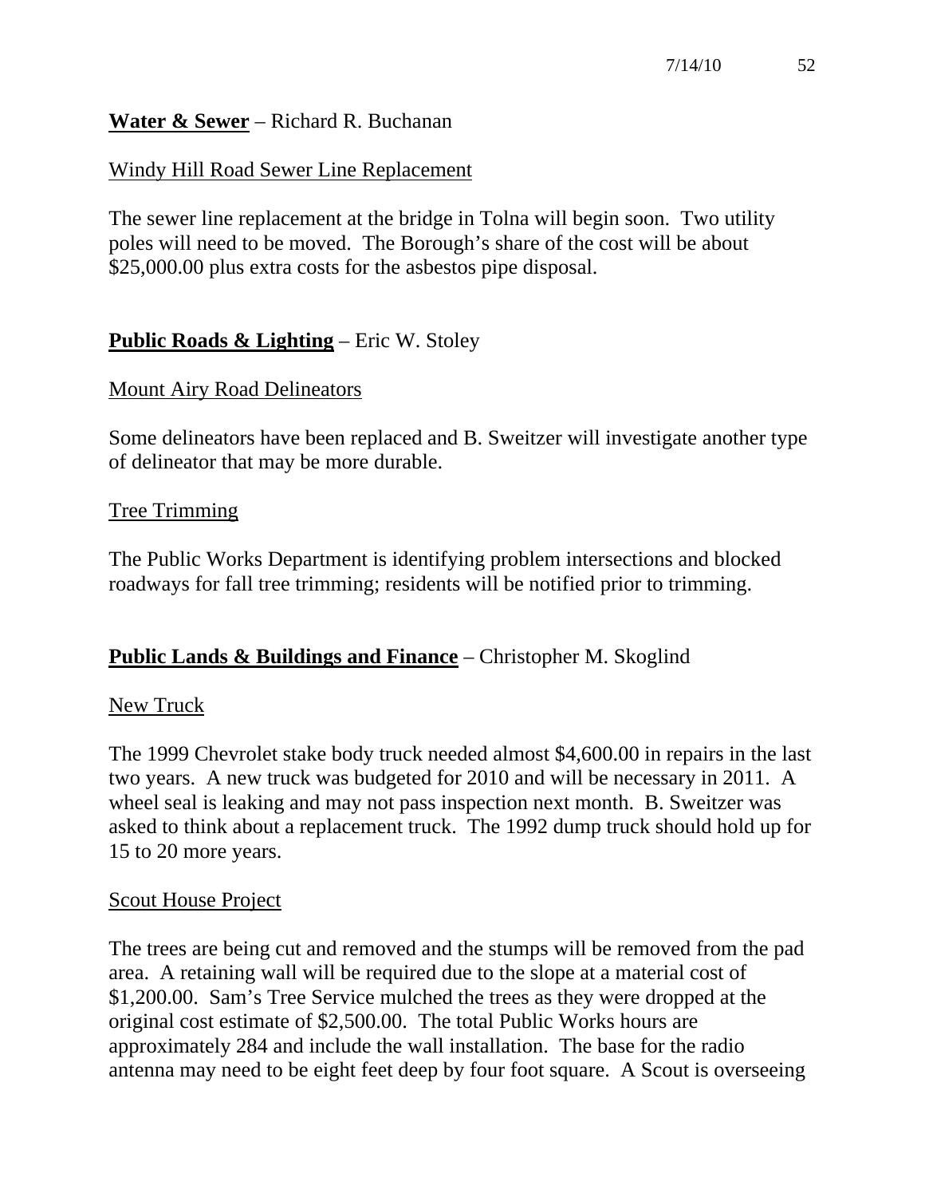**Water & Sewer** – Richard R. Buchanan

Windy Hill Road Sewer Line Replacement

The sewer line replacement at the bridge in Tolna will begin soon. Two utility poles will need to be moved. The Borough's share of the cost will be about $25,000.00 plus extra costs for the asbestos pipe disposal.

**Public Roads & Lighting** – Eric W. Stoley

Mount Airy Road Delineators

Some delineators have been replaced and B. Sweitzer will investigate another type of delineator that may be more durable.

Tree Trimming

The Public Works Department is identifying problem intersections and blocked roadways for fall tree trimming; residents will be notified prior to trimming.

**Public Lands & Buildings and Finance** – Christopher M. Skoglind

New Truck

The 1999 Chevrolet stake body truck needed almost $4,600.00 in repairs in the last two years. A new truck was budgeted for 2010 and will be necessary in 2011. A wheel seal is leaking and may not pass inspection next month. B. Sweitzer was asked to think about a replacement truck. The 1992 dump truck should hold up for 15 to 20 more years.

Scout House Project

The trees are being cut and removed and the stumps will be removed from the pad area. A retaining wall will be required due to the slope at a material cost of $1,200.00. Sam's Tree Service mulched the trees as they were dropped at the original cost estimate of $2,500.00. The total Public Works hours are approximately 284 and include the wall installation. The base for the radio antenna may need to be eight feet deep by four foot square. A Scout is overseeing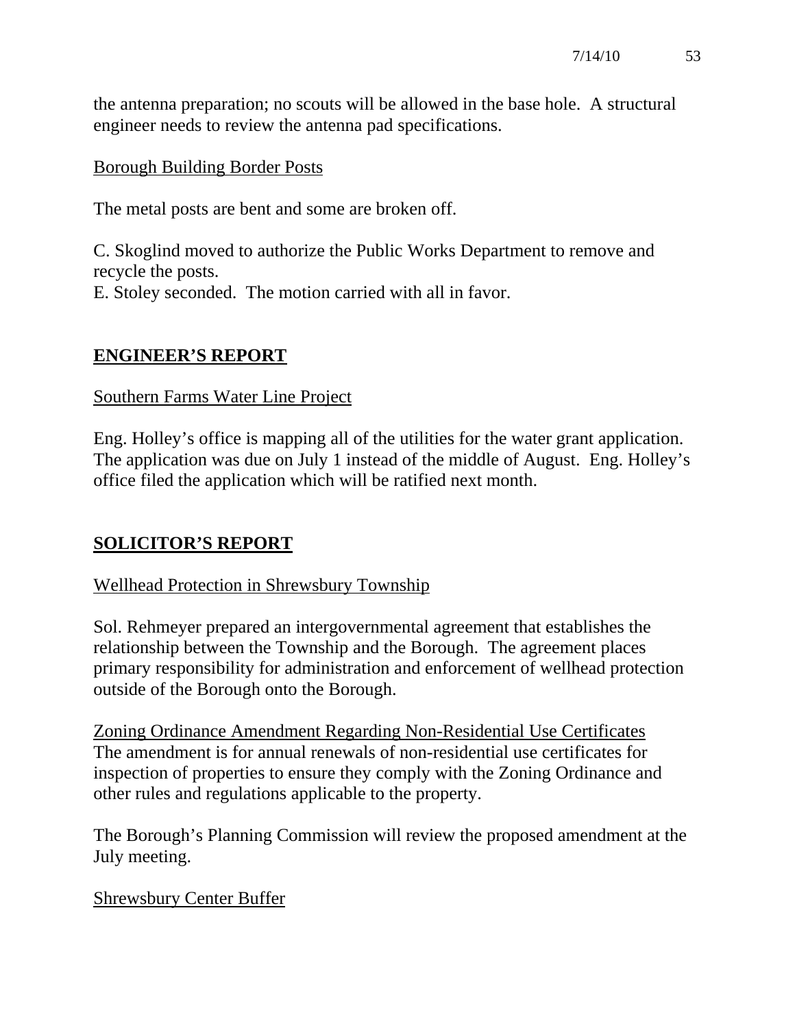the antenna preparation; no scouts will be allowed in the base hole. A structural engineer needs to review the antenna pad specifications.

Borough Building Border Posts

The metal posts are bent and some are broken off.

C. Skoglind moved to authorize the Public Works Department to remove and recycle the posts.
E. Stoley seconded. The motion carried with all in favor.

## **ENGINEER'S REPORT**

Southern Farms Water Line Project

Eng. Holley's office is mapping all of the utilities for the water grant application. The application was due on July 1 instead of the middle of August. Eng. Holley's office filed the application which will be ratified next month.

## **SOLICITOR'S REPORT**

Wellhead Protection in Shrewsbury Township

Sol. Rehmeyer prepared an intergovernmental agreement that establishes the relationship between the Township and the Borough. The agreement places primary responsibility for administration and enforcement of wellhead protection outside of the Borough onto the Borough.

Zoning Ordinance Amendment Regarding Non-Residential Use Certificates
The amendment is for annual renewals of non-residential use certificates for inspection of properties to ensure they comply with the Zoning Ordinance and other rules and regulations applicable to the property.

The Borough's Planning Commission will review the proposed amendment at the July meeting.

Shrewsbury Center Buffer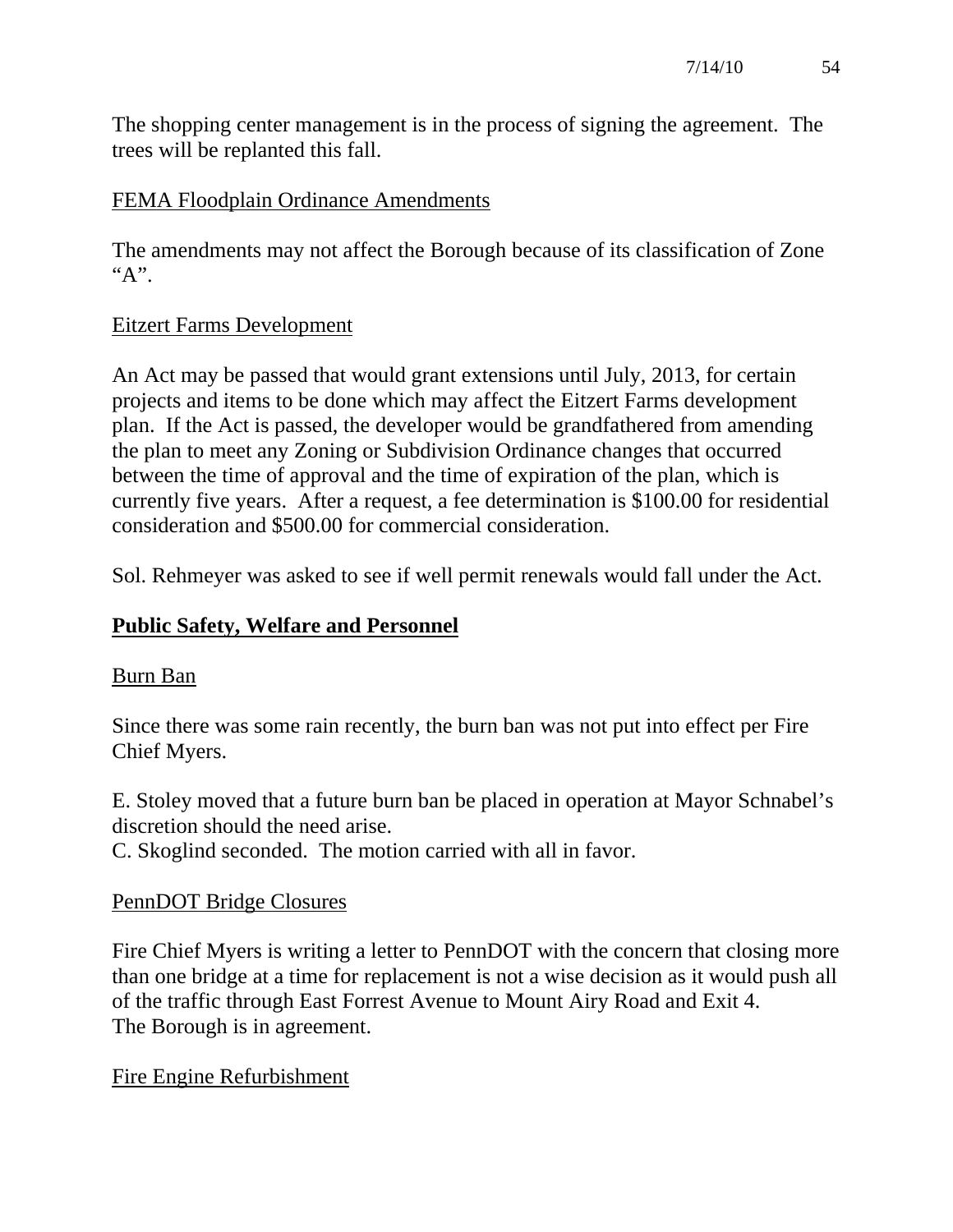The shopping center management is in the process of signing the agreement. The trees will be replanted this fall.

FEMA Floodplain Ordinance Amendments

The amendments may not affect the Borough because of its classification of Zone "A".

Eitzert Farms Development

An Act may be passed that would grant extensions until July, 2013, for certain projects and items to be done which may affect the Eitzert Farms development plan. If the Act is passed, the developer would be grandfathered from amending the plan to meet any Zoning or Subdivision Ordinance changes that occurred between the time of approval and the time of expiration of the plan, which is currently five years. After a request, a fee determination is $100.00 for residential consideration and $500.00 for commercial consideration.

Sol. Rehmeyer was asked to see if well permit renewals would fall under the Act.

## Public Safety, Welfare and Personnel

Burn Ban

Since there was some rain recently, the burn ban was not put into effect per Fire Chief Myers.

E. Stoley moved that a future burn ban be placed in operation at Mayor Schnabel's discretion should the need arise.
C. Skoglind seconded. The motion carried with all in favor.

PennDOT Bridge Closures

Fire Chief Myers is writing a letter to PennDOT with the concern that closing more than one bridge at a time for replacement is not a wise decision as it would push all of the traffic through East Forrest Avenue to Mount Airy Road and Exit 4.
The Borough is in agreement.

Fire Engine Refurbishment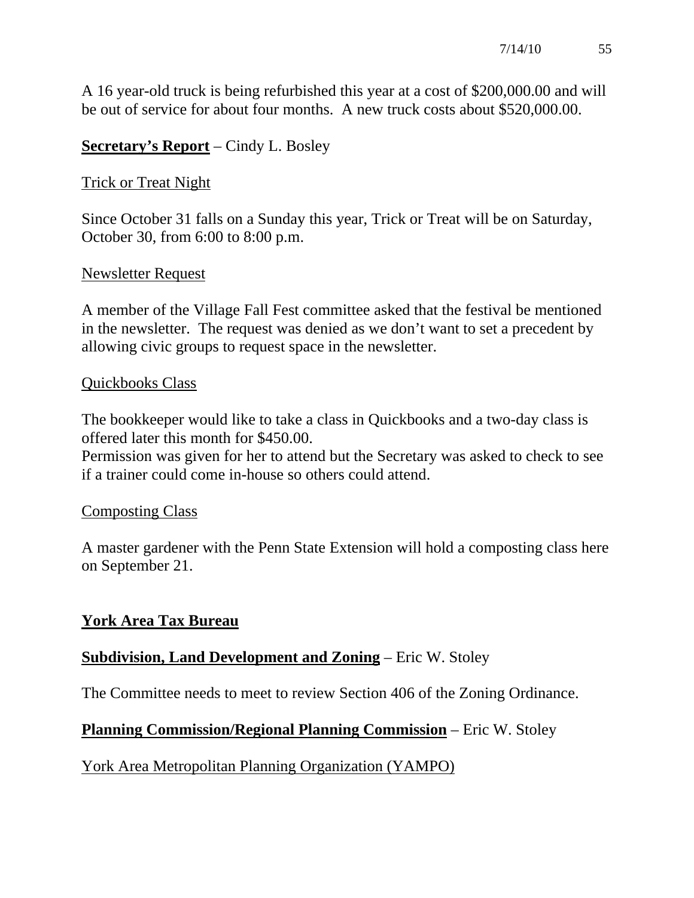A 16 year-old truck is being refurbished this year at a cost of $200,000.00 and will be out of service for about four months. A new truck costs about $520,000.00.

**<u>Secretary's Report</u>** – Cindy L. Bosley

<u>Trick or Treat Night</u>

Since October 31 falls on a Sunday this year, Trick or Treat will be on Saturday, October 30, from 6:00 to 8:00 p.m.

<u>Newsletter Request</u>

A member of the Village Fall Fest committee asked that the festival be mentioned in the newsletter. The request was denied as we don't want to set a precedent by allowing civic groups to request space in the newsletter.

<u>Quickbooks Class</u>

The bookkeeper would like to take a class in Quickbooks and a two-day class is offered later this month for $450.00.
Permission was given for her to attend but the Secretary was asked to check to see if a trainer could come in-house so others could attend.

<u>Composting Class</u>

A master gardener with the Penn State Extension will hold a composting class here on September 21.

**<u>York Area Tax Bureau</u>**

**<u>Subdivision, Land Development and Zoning</u>** – Eric W. Stoley

The Committee needs to meet to review Section 406 of the Zoning Ordinance.

**<u>Planning Commission/Regional Planning Commission</u>** – Eric W. Stoley

<u>York Area Metropolitan Planning Organization (YAMPO)</u>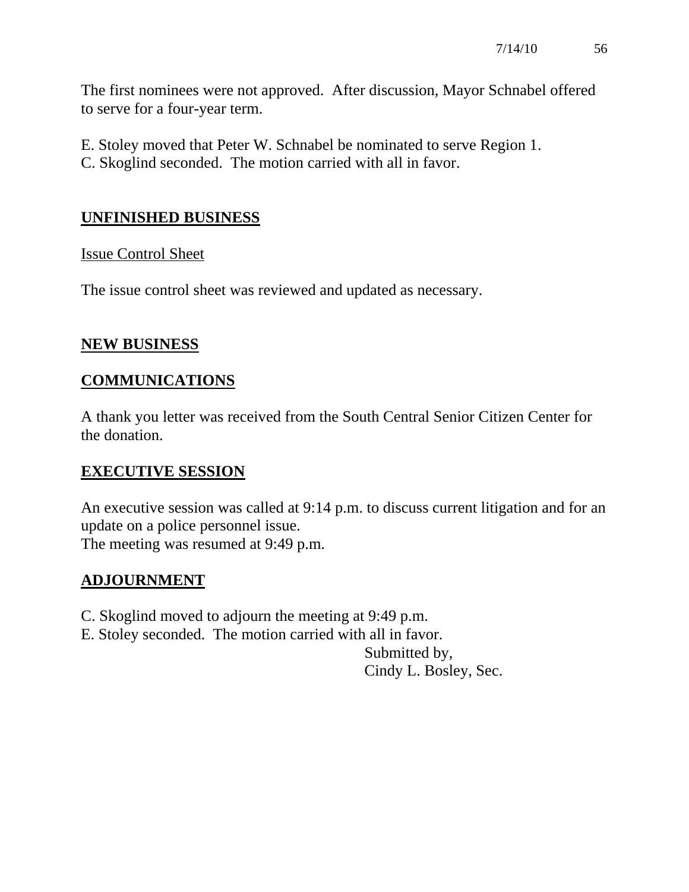The first nominees were not approved. After discussion, Mayor Schnabel offered to serve for a four-year term.

E. Stoley moved that Peter W. Schnabel be nominated to serve Region 1.
C. Skoglind seconded. The motion carried with all in favor.

## UNFINISHED BUSINESS

Issue Control Sheet

The issue control sheet was reviewed and updated as necessary.

## NEW BUSINESS

## COMMUNICATIONS

A thank you letter was received from the South Central Senior Citizen Center for the donation.

## EXECUTIVE SESSION

An executive session was called at 9:14 p.m. to discuss current litigation and for an update on a police personnel issue.
The meeting was resumed at 9:49 p.m.

## ADJOURNMENT

C. Skoglind moved to adjourn the meeting at 9:49 p.m.
E. Stoley seconded. The motion carried with all in favor.

Submitted by,
Cindy L. Bosley, Sec.